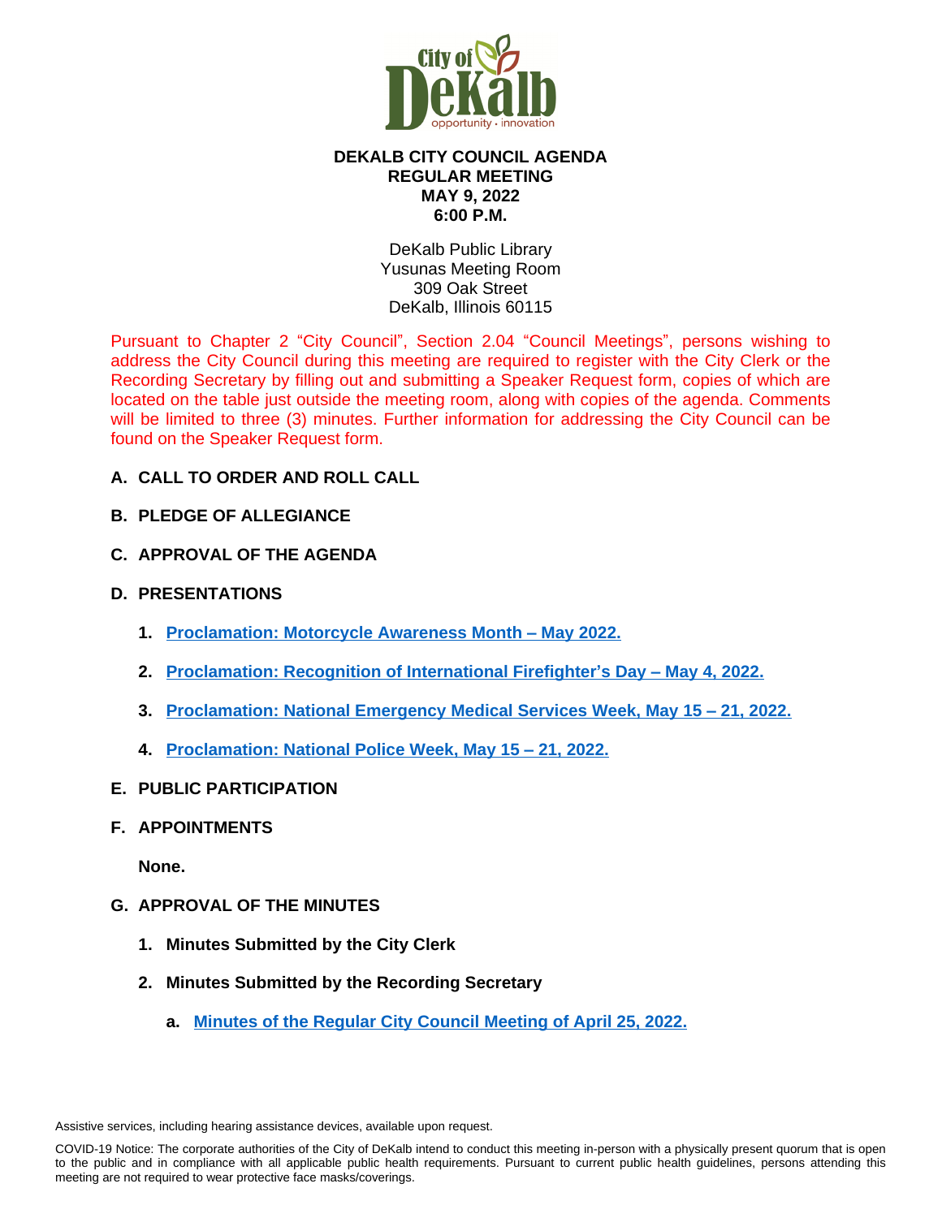City of DeKalb
opportunity · innovation

**DEKALB CITY COUNCIL AGENDA**
**REGULAR MEETING**
**MAY 9, 2022**
**6:00 P.M.**

DeKalb Public Library
Yusunas Meeting Room
309 Oak Street
DeKalb, Illinois 60115

Pursuant to Chapter 2 "City Council", Section 2.04 "Council Meetings", persons wishing to address the City Council during this meeting are required to register with the City Clerk or the Recording Secretary by filling out and submitting a Speaker Request form, copies of which are located on the table just outside the meeting room, along with copies of the agenda. Comments will be limited to three (3) minutes. Further information for addressing the City Council can be found on the Speaker Request form.

**A. CALL TO ORDER AND ROLL CALL**

**B. PLEDGE OF ALLEGIANCE**

**C. APPROVAL OF THE AGENDA**

**D. PRESENTATIONS**

1. **Proclamation: Motorcycle Awareness Month – May 2022.**
2. **Proclamation: Recognition of International Firefighter's Day – May 4, 2022.**
3. **Proclamation: National Emergency Medical Services Week, May 15 – 21, 2022.**
4. **Proclamation: National Police Week, May 15 – 21, 2022.**

**E. PUBLIC PARTICIPATION**

**F. APPOINTMENTS**

**None.**

**G. APPROVAL OF THE MINUTES**

1. **Minutes Submitted by the City Clerk**
2. **Minutes Submitted by the Recording Secretary**
   a. **Minutes of the Regular City Council Meeting of April 25, 2022.**

Assistive services, including hearing assistance devices, available upon request.

COVID-19 Notice: The corporate authorities of the City of DeKalb intend to conduct this meeting in-person with a physically present quorum that is open to the public and in compliance with all applicable public health requirements. Pursuant to current public health guidelines, persons attending this meeting are not required to wear protective face masks/coverings.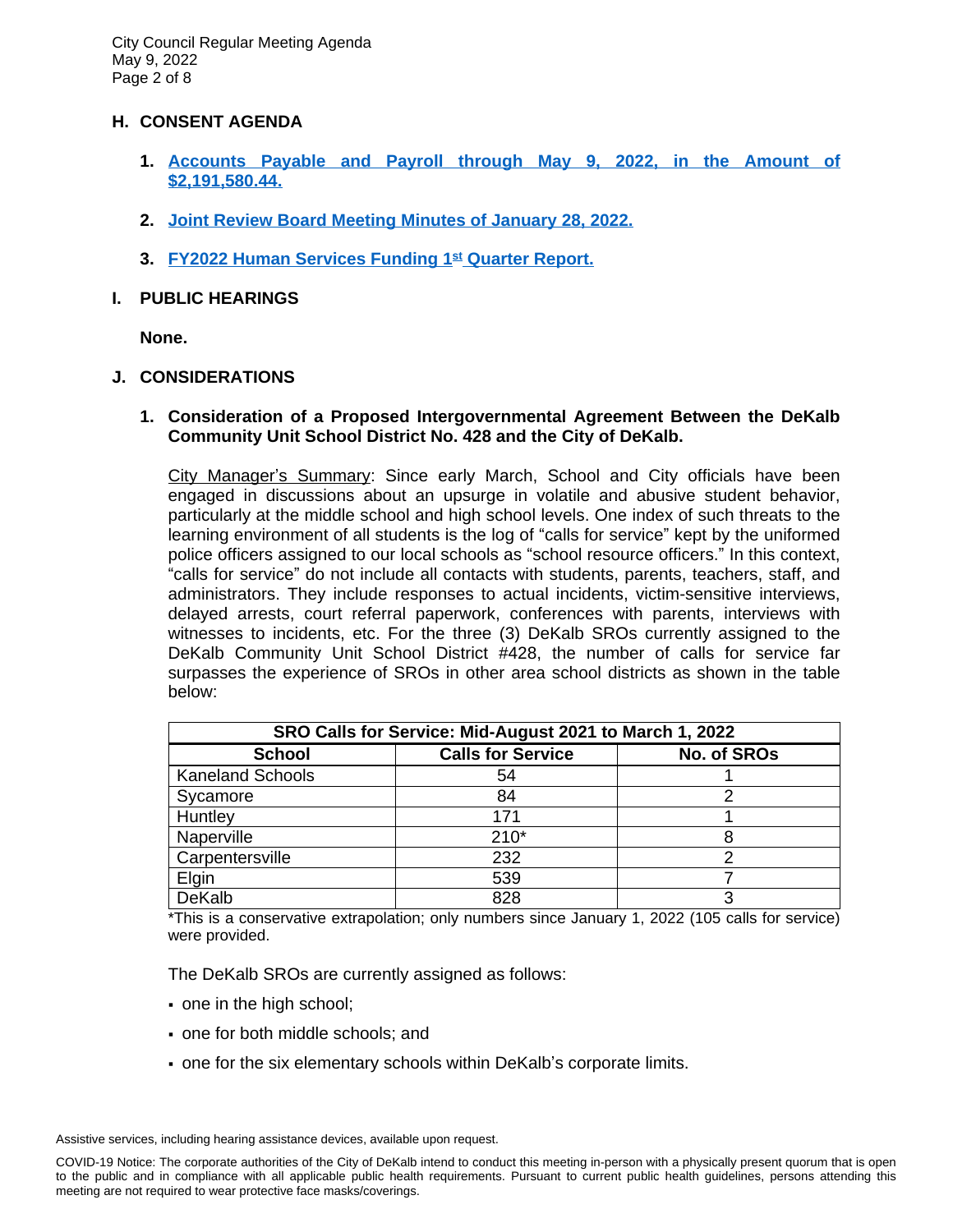## H. CONSENT AGENDA

1. **[Accounts Payable and Payroll through May 9, 2022, in the Amount of $2,191,580.44.]**

2. **[Joint Review Board Meeting Minutes of January 28, 2022.]**

3. **[FY2022 Human Services Funding 1st Quarter Report.]**

## I. PUBLIC HEARINGS

**None.**

## J. CONSIDERATIONS

1. **Consideration of a Proposed Intergovernmental Agreement Between the DeKalb Community Unit School District No. 428 and the City of DeKalb.**

   City Manager's Summary: Since early March, School and City officials have been engaged in discussions about an upsurge in volatile and abusive student behavior, particularly at the middle school and high school levels. One index of such threats to the learning environment of all students is the log of "calls for service" kept by the uniformed police officers assigned to our local schools as "school resource officers." In this context, "calls for service" do not include all contacts with students, parents, teachers, staff, and administrators. They include responses to actual incidents, victim-sensitive interviews, delayed arrests, court referral paperwork, conferences with parents, interviews with witnesses to incidents, etc. For the three (3) DeKalb SROs currently assigned to the DeKalb Community Unit School District #428, the number of calls for service far surpasses the experience of SROs in other area school districts as shown in the table below:

| SRO Calls for Service: Mid-August 2021 to March 1, 2022 | | |
|---|---|---|
| **School** | **Calls for Service** | **No. of SROs** |
| Kaneland Schools | 54 | 1 |
| Sycamore | 84 | 2 |
| Huntley | 171 | 1 |
| Naperville | 210* | 8 |
| Carpentersville | 232 | 2 |
| Elgin | 539 | 7 |
| DeKalb | 828 | 3 |

*This is a conservative extrapolation; only numbers since January 1, 2022 (105 calls for service) were provided.

The DeKalb SROs are currently assigned as follows:

- one in the high school;
- one for both middle schools; and
- one for the six elementary schools within DeKalb's corporate limits.

Assistive services, including hearing assistance devices, available upon request.

COVID-19 Notice: The corporate authorities of the City of DeKalb intend to conduct this meeting in-person with a physically present quorum that is open to the public and in compliance with all applicable public health requirements. Pursuant to current public health guidelines, persons attending this meeting are not required to wear protective face masks/coverings.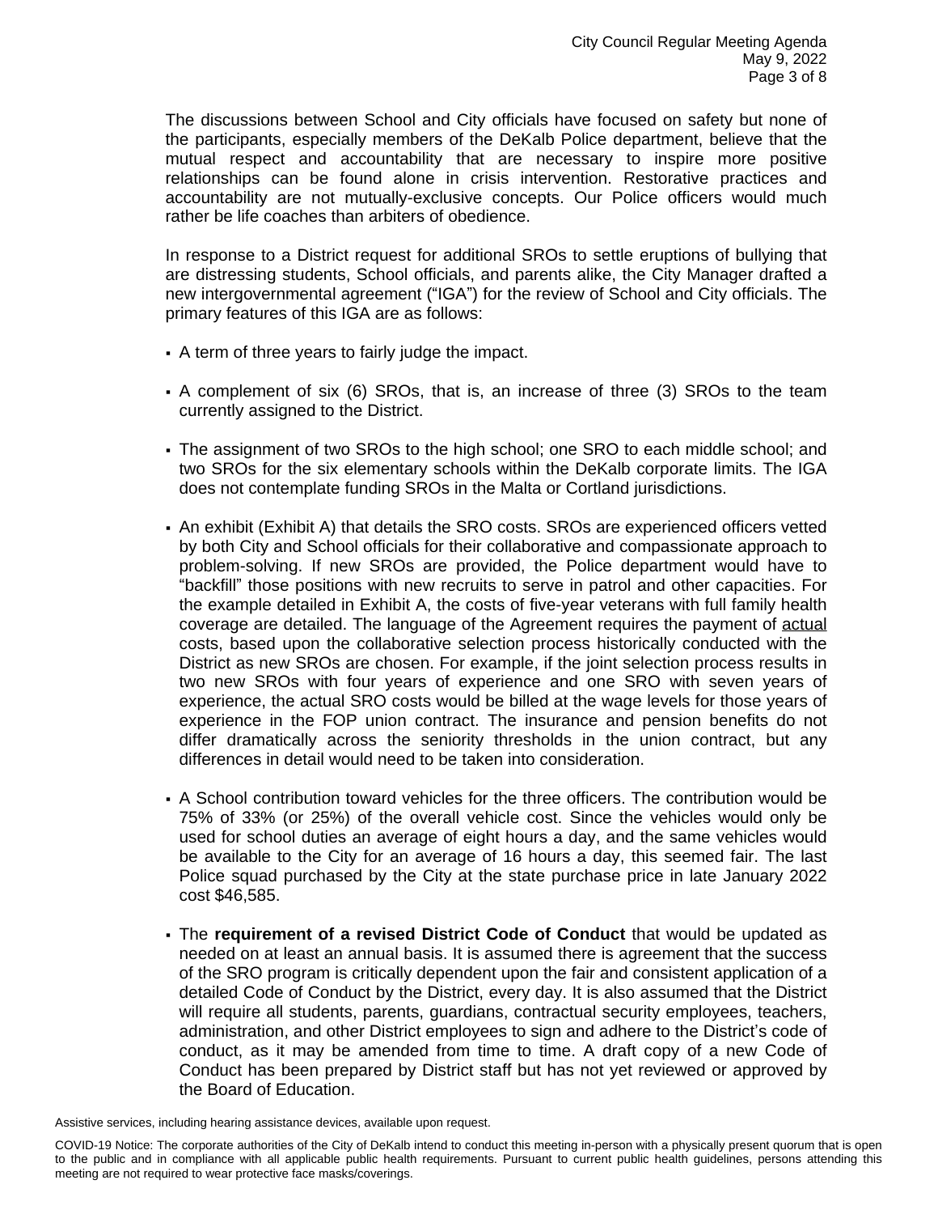The discussions between School and City officials have focused on safety but none of the participants, especially members of the DeKalb Police department, believe that the mutual respect and accountability that are necessary to inspire more positive relationships can be found alone in crisis intervention. Restorative practices and accountability are not mutually-exclusive concepts. Our Police officers would much rather be life coaches than arbiters of obedience.

In response to a District request for additional SROs to settle eruptions of bullying that are distressing students, School officials, and parents alike, the City Manager drafted a new intergovernmental agreement ("IGA") for the review of School and City officials. The primary features of this IGA are as follows:

- A term of three years to fairly judge the impact.
- A complement of six (6) SROs, that is, an increase of three (3) SROs to the team currently assigned to the District.
- The assignment of two SROs to the high school; one SRO to each middle school; and two SROs for the six elementary schools within the DeKalb corporate limits. The IGA does not contemplate funding SROs in the Malta or Cortland jurisdictions.
- An exhibit (Exhibit A) that details the SRO costs. SROs are experienced officers vetted by both City and School officials for their collaborative and compassionate approach to problem-solving. If new SROs are provided, the Police department would have to "backfill" those positions with new recruits to serve in patrol and other capacities. For the example detailed in Exhibit A, the costs of five-year veterans with full family health coverage are detailed. The language of the Agreement requires the payment of actual costs, based upon the collaborative selection process historically conducted with the District as new SROs are chosen. For example, if the joint selection process results in two new SROs with four years of experience and one SRO with seven years of experience, the actual SRO costs would be billed at the wage levels for those years of experience in the FOP union contract. The insurance and pension benefits do not differ dramatically across the seniority thresholds in the union contract, but any differences in detail would need to be taken into consideration.
- A School contribution toward vehicles for the three officers. The contribution would be 75% of 33% (or 25%) of the overall vehicle cost. Since the vehicles would only be used for school duties an average of eight hours a day, and the same vehicles would be available to the City for an average of 16 hours a day, this seemed fair. The last Police squad purchased by the City at the state purchase price in late January 2022 cost $46,585.
- The **requirement of a revised District Code of Conduct** that would be updated as needed on at least an annual basis. It is assumed there is agreement that the success of the SRO program is critically dependent upon the fair and consistent application of a detailed Code of Conduct by the District, every day. It is also assumed that the District will require all students, parents, guardians, contractual security employees, teachers, administration, and other District employees to sign and adhere to the District's code of conduct, as it may be amended from time to time. A draft copy of a new Code of Conduct has been prepared by District staff but has not yet reviewed or approved by the Board of Education.

Assistive services, including hearing assistance devices, available upon request.

COVID-19 Notice: The corporate authorities of the City of DeKalb intend to conduct this meeting in-person with a physically present quorum that is open to the public and in compliance with all applicable public health requirements. Pursuant to current public health guidelines, persons attending this meeting are not required to wear protective face masks/coverings.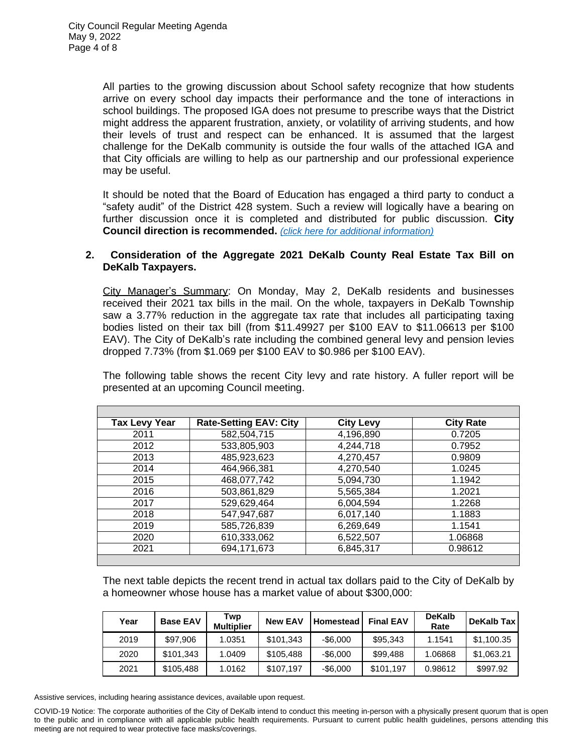All parties to the growing discussion about School safety recognize that how students arrive on every school day impacts their performance and the tone of interactions in school buildings. The proposed IGA does not presume to prescribe ways that the District might address the apparent frustration, anxiety, or volatility of arriving students, and how their levels of trust and respect can be enhanced. It is assumed that the largest challenge for the DeKalb community is outside the four walls of the attached IGA and that City officials are willing to help as our partnership and our professional experience may be useful.

It should be noted that the Board of Education has engaged a third party to conduct a "safety audit" of the District 428 system. Such a review will logically have a bearing on further discussion once it is completed and distributed for public discussion. **City Council direction is recommended.** *(click here for additional information)*

**2. Consideration of the Aggregate 2021 DeKalb County Real Estate Tax Bill on DeKalb Taxpayers.**

City Manager's Summary: On Monday, May 2, DeKalb residents and businesses received their 2021 tax bills in the mail. On the whole, taxpayers in DeKalb Township saw a 3.77% reduction in the aggregate tax rate that includes all participating taxing bodies listed on their tax bill (from $11.49927 per $100 EAV to $11.06613 per $100 EAV). The City of DeKalb's rate including the combined general levy and pension levies dropped 7.73% (from $1.069 per $100 EAV to $0.986 per $100 EAV).

The following table shows the recent City levy and rate history. A fuller report will be presented at an upcoming Council meeting.

| Tax Levy Year | Rate-Setting EAV: City | City Levy | City Rate |
|---|---|---|---|
| 2011 | 582,504,715 | 4,196,890 | 0.7205 |
| 2012 | 533,805,903 | 4,244,718 | 0.7952 |
| 2013 | 485,923,623 | 4,270,457 | 0.9809 |
| 2014 | 464,966,381 | 4,270,540 | 1.0245 |
| 2015 | 468,077,742 | 5,094,730 | 1.1942 |
| 2016 | 503,861,829 | 5,565,384 | 1.2021 |
| 2017 | 529,629,464 | 6,004,594 | 1.2268 |
| 2018 | 547,947,687 | 6,017,140 | 1.1883 |
| 2019 | 585,726,839 | 6,269,649 | 1.1541 |
| 2020 | 610,333,062 | 6,522,507 | 1.06868 |
| 2021 | 694,171,673 | 6,845,317 | 0.98612 |

The next table depicts the recent trend in actual tax dollars paid to the City of DeKalb by a homeowner whose house has a market value of about $300,000:

| Year | Base EAV | Twp Multiplier | New EAV | Homestead | Final EAV | DeKalb Rate | DeKalb Tax |
|---|---|---|---|---|---|---|---|
| 2019 | $97,906 | 1.0351 | $101,343 | -$6,000 | $95,343 | 1.1541 | $1,100.35 |
| 2020 | $101,343 | 1.0409 | $105,488 | -$6,000 | $99,488 | 1.06868 | $1,063.21 |
| 2021 | $105,488 | 1.0162 | $107,197 | -$6,000 | $101,197 | 0.98612 | $997.92 |

Assistive services, including hearing assistance devices, available upon request.

COVID-19 Notice: The corporate authorities of the City of DeKalb intend to conduct this meeting in-person with a physically present quorum that is open to the public and in compliance with all applicable public health requirements. Pursuant to current public health guidelines, persons attending this meeting are not required to wear protective face masks/coverings.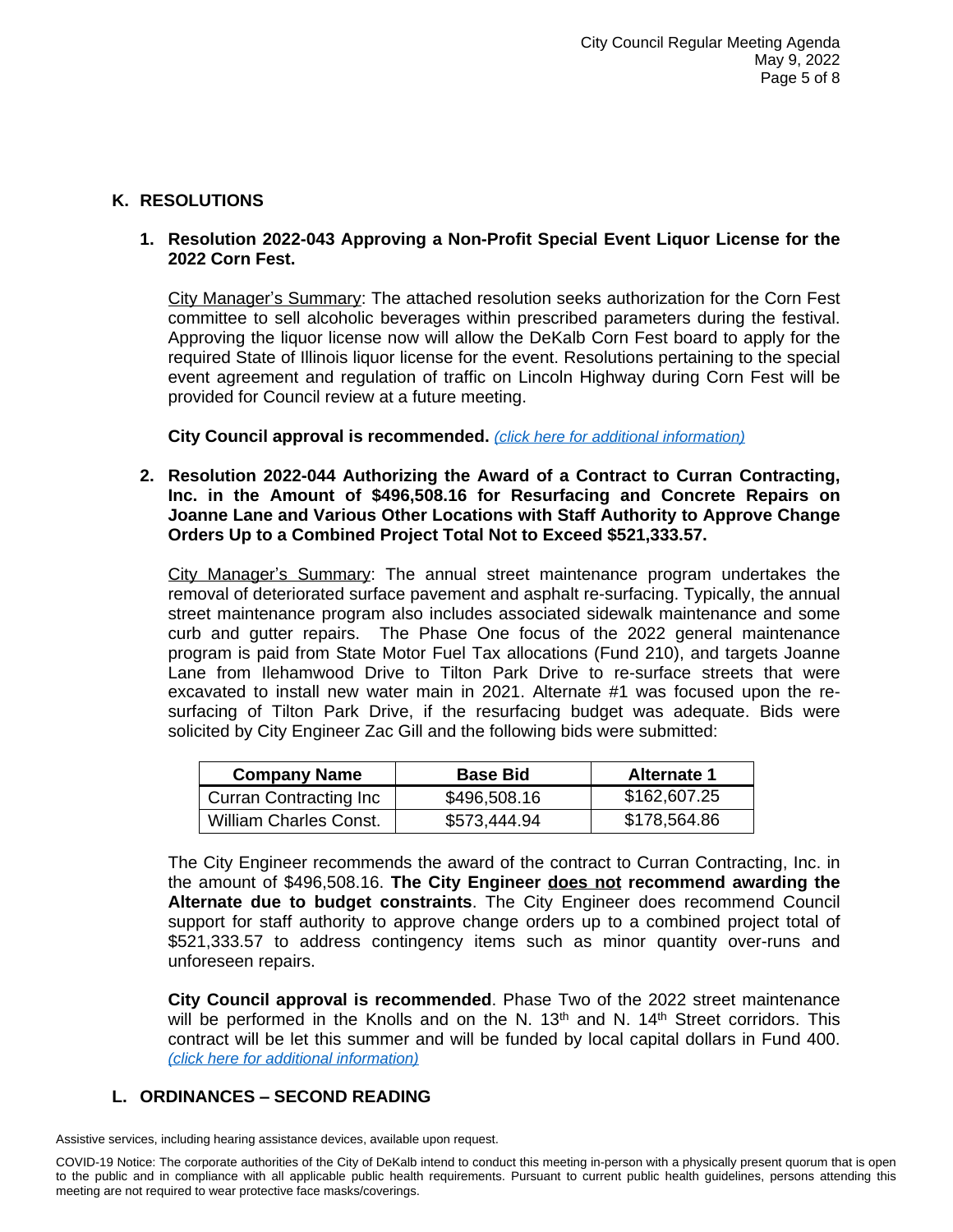## K. RESOLUTIONS

1. **Resolution 2022-043 Approving a Non-Profit Special Event Liquor License for the 2022 Corn Fest.**

   City Manager's Summary: The attached resolution seeks authorization for the Corn Fest committee to sell alcoholic beverages within prescribed parameters during the festival. Approving the liquor license now will allow the DeKalb Corn Fest board to apply for the required State of Illinois liquor license for the event. Resolutions pertaining to the special event agreement and regulation of traffic on Lincoln Highway during Corn Fest will be provided for Council review at a future meeting.

   **City Council approval is recommended.** *(click here for additional information)*

2. **Resolution 2022-044 Authorizing the Award of a Contract to Curran Contracting, Inc. in the Amount of $496,508.16 for Resurfacing and Concrete Repairs on Joanne Lane and Various Other Locations with Staff Authority to Approve Change Orders Up to a Combined Project Total Not to Exceed $521,333.57.**

   City Manager's Summary: The annual street maintenance program undertakes the removal of deteriorated surface pavement and asphalt re-surfacing. Typically, the annual street maintenance program also includes associated sidewalk maintenance and some curb and gutter repairs. The Phase One focus of the 2022 general maintenance program is paid from State Motor Fuel Tax allocations (Fund 210), and targets Joanne Lane from Ilehamwood Drive to Tilton Park Drive to re-surface streets that were excavated to install new water main in 2021. Alternate #1 was focused upon the re-surfacing of Tilton Park Drive, if the resurfacing budget was adequate. Bids were solicited by City Engineer Zac Gill and the following bids were submitted:

| Company Name | Base Bid | Alternate 1 |
|---|---|---|
| Curran Contracting Inc | $496,508.16 | $162,607.25 |
| William Charles Const. | $573,444.94 | $178,564.86 |

   The City Engineer recommends the award of the contract to Curran Contracting, Inc. in the amount of $496,508.16. **The City Engineer does not recommend awarding the Alternate due to budget constraints**. The City Engineer does recommend Council support for staff authority to approve change orders up to a combined project total of $521,333.57 to address contingency items such as minor quantity over-runs and unforeseen repairs.

   **City Council approval is recommended**. Phase Two of the 2022 street maintenance will be performed in the Knolls and on the N. 13th and N. 14th Street corridors. This contract will be let this summer and will be funded by local capital dollars in Fund 400. *(click here for additional information)*

## L. ORDINANCES – SECOND READING

Assistive services, including hearing assistance devices, available upon request.

COVID-19 Notice: The corporate authorities of the City of DeKalb intend to conduct this meeting in-person with a physically present quorum that is open to the public and in compliance with all applicable public health requirements. Pursuant to current public health guidelines, persons attending this meeting are not required to wear protective face masks/coverings.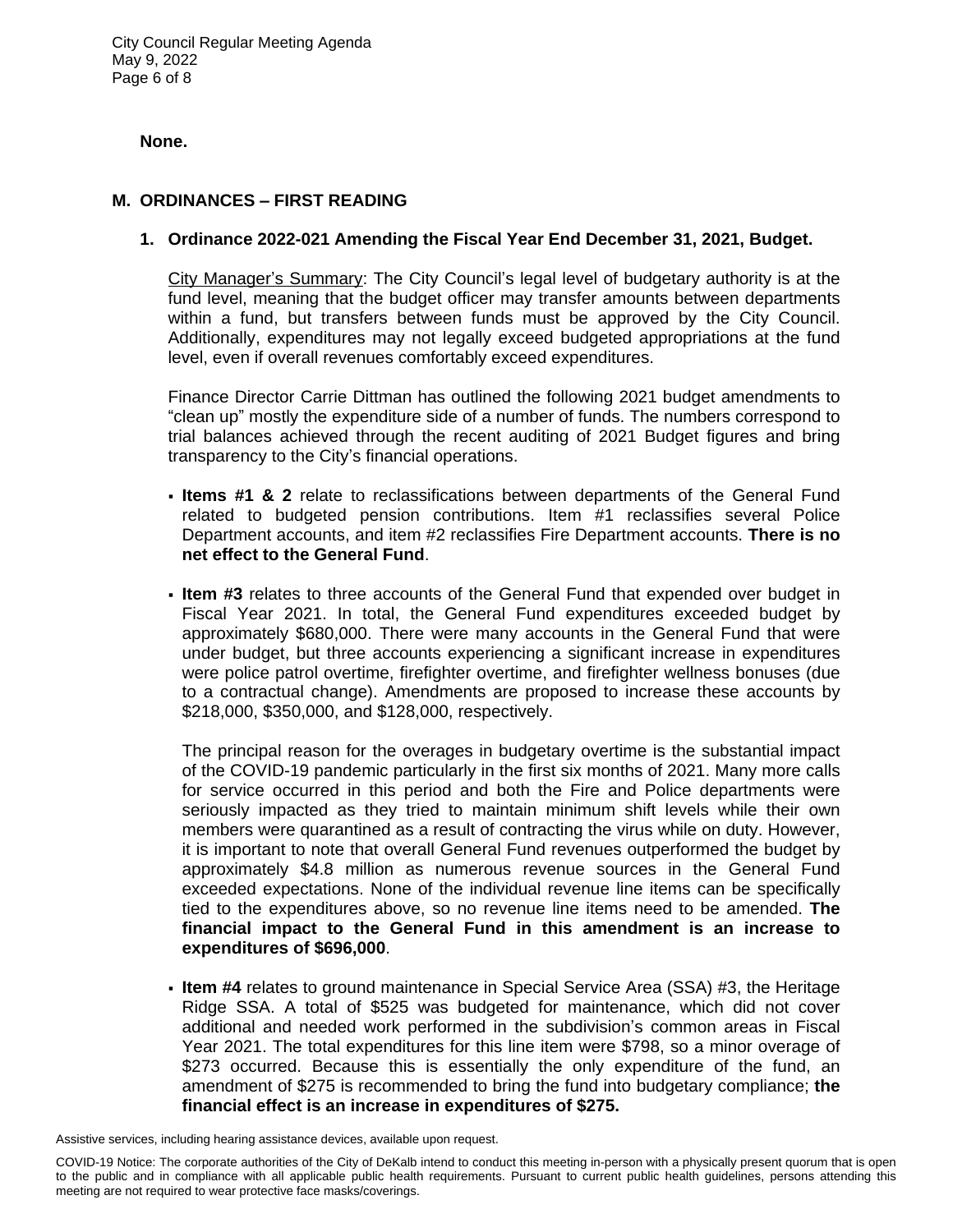**None.**

## M. ORDINANCES – FIRST READING

### 1. Ordinance 2022-021 Amending the Fiscal Year End December 31, 2021, Budget.

City Manager's Summary: The City Council's legal level of budgetary authority is at the fund level, meaning that the budget officer may transfer amounts between departments within a fund, but transfers between funds must be approved by the City Council. Additionally, expenditures may not legally exceed budgeted appropriations at the fund level, even if overall revenues comfortably exceed expenditures.

Finance Director Carrie Dittman has outlined the following 2021 budget amendments to "clean up" mostly the expenditure side of a number of funds. The numbers correspond to trial balances achieved through the recent auditing of 2021 Budget figures and bring transparency to the City's financial operations.

- **Items #1 & 2** relate to reclassifications between departments of the General Fund related to budgeted pension contributions. Item #1 reclassifies several Police Department accounts, and item #2 reclassifies Fire Department accounts. **There is no net effect to the General Fund**.

- **Item #3** relates to three accounts of the General Fund that expended over budget in Fiscal Year 2021. In total, the General Fund expenditures exceeded budget by approximately $680,000. There were many accounts in the General Fund that were under budget, but three accounts experiencing a significant increase in expenditures were police patrol overtime, firefighter overtime, and firefighter wellness bonuses (due to a contractual change). Amendments are proposed to increase these accounts by $218,000, $350,000, and $128,000, respectively.

  The principal reason for the overages in budgetary overtime is the substantial impact of the COVID-19 pandemic particularly in the first six months of 2021. Many more calls for service occurred in this period and both the Fire and Police departments were seriously impacted as they tried to maintain minimum shift levels while their own members were quarantined as a result of contracting the virus while on duty. However, it is important to note that overall General Fund revenues outperformed the budget by approximately $4.8 million as numerous revenue sources in the General Fund exceeded expectations. None of the individual revenue line items can be specifically tied to the expenditures above, so no revenue line items need to be amended. **The financial impact to the General Fund in this amendment is an increase to expenditures of $696,000**.

- **Item #4** relates to ground maintenance in Special Service Area (SSA) #3, the Heritage Ridge SSA. A total of $525 was budgeted for maintenance, which did not cover additional and needed work performed in the subdivision's common areas in Fiscal Year 2021. The total expenditures for this line item were $798, so a minor overage of $273 occurred. Because this is essentially the only expenditure of the fund, an amendment of $275 is recommended to bring the fund into budgetary compliance; **the financial effect is an increase in expenditures of $275.**

Assistive services, including hearing assistance devices, available upon request.

COVID-19 Notice: The corporate authorities of the City of DeKalb intend to conduct this meeting in-person with a physically present quorum that is open to the public and in compliance with all applicable public health requirements. Pursuant to current public health guidelines, persons attending this meeting are not required to wear protective face masks/coverings.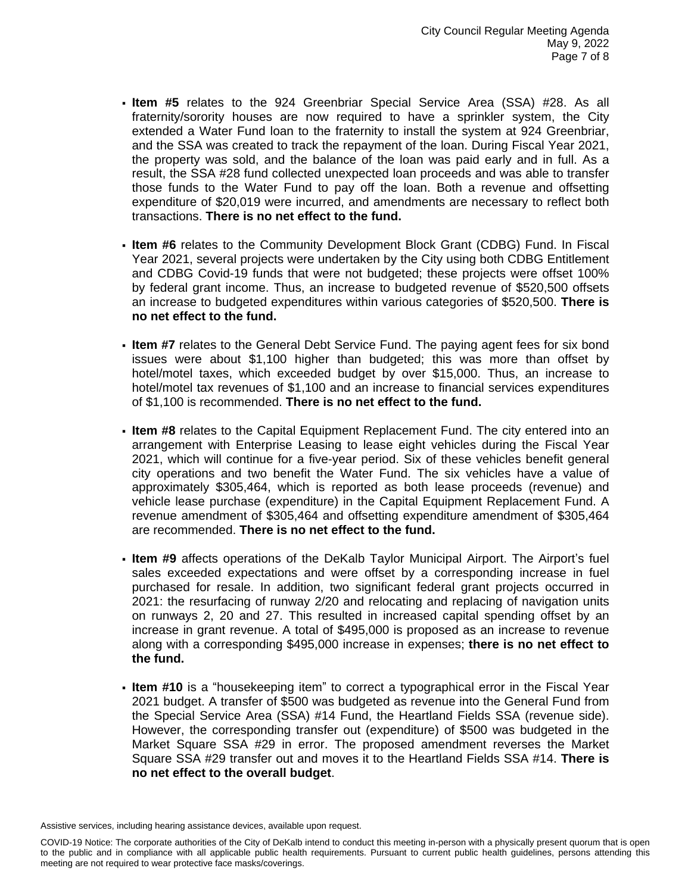- **Item #5** relates to the 924 Greenbriar Special Service Area (SSA) #28. As all fraternity/sorority houses are now required to have a sprinkler system, the City extended a Water Fund loan to the fraternity to install the system at 924 Greenbriar, and the SSA was created to track the repayment of the loan. During Fiscal Year 2021, the property was sold, and the balance of the loan was paid early and in full. As a result, the SSA #28 fund collected unexpected loan proceeds and was able to transfer those funds to the Water Fund to pay off the loan. Both a revenue and offsetting expenditure of $20,019 were incurred, and amendments are necessary to reflect both transactions. **There is no net effect to the fund.**

- **Item #6** relates to the Community Development Block Grant (CDBG) Fund. In Fiscal Year 2021, several projects were undertaken by the City using both CDBG Entitlement and CDBG Covid-19 funds that were not budgeted; these projects were offset 100% by federal grant income. Thus, an increase to budgeted revenue of $520,500 offsets an increase to budgeted expenditures within various categories of $520,500. **There is no net effect to the fund.**

- **Item #7** relates to the General Debt Service Fund. The paying agent fees for six bond issues were about $1,100 higher than budgeted; this was more than offset by hotel/motel taxes, which exceeded budget by over $15,000. Thus, an increase to hotel/motel tax revenues of $1,100 and an increase to financial services expenditures of $1,100 is recommended. **There is no net effect to the fund.**

- **Item #8** relates to the Capital Equipment Replacement Fund. The city entered into an arrangement with Enterprise Leasing to lease eight vehicles during the Fiscal Year 2021, which will continue for a five-year period. Six of these vehicles benefit general city operations and two benefit the Water Fund. The six vehicles have a value of approximately $305,464, which is reported as both lease proceeds (revenue) and vehicle lease purchase (expenditure) in the Capital Equipment Replacement Fund. A revenue amendment of $305,464 and offsetting expenditure amendment of $305,464 are recommended. **There is no net effect to the fund.**

- **Item #9** affects operations of the DeKalb Taylor Municipal Airport. The Airport's fuel sales exceeded expectations and were offset by a corresponding increase in fuel purchased for resale. In addition, two significant federal grant projects occurred in 2021: the resurfacing of runway 2/20 and relocating and replacing of navigation units on runways 2, 20 and 27. This resulted in increased capital spending offset by an increase in grant revenue. A total of $495,000 is proposed as an increase to revenue along with a corresponding $495,000 increase in expenses; **there is no net effect to the fund.**

- **Item #10** is a "housekeeping item" to correct a typographical error in the Fiscal Year 2021 budget. A transfer of $500 was budgeted as revenue into the General Fund from the Special Service Area (SSA) #14 Fund, the Heartland Fields SSA (revenue side). However, the corresponding transfer out (expenditure) of $500 was budgeted in the Market Square SSA #29 in error. The proposed amendment reverses the Market Square SSA #29 transfer out and moves it to the Heartland Fields SSA #14. **There is no net effect to the overall budget**.

Assistive services, including hearing assistance devices, available upon request.

COVID-19 Notice: The corporate authorities of the City of DeKalb intend to conduct this meeting in-person with a physically present quorum that is open to the public and in compliance with all applicable public health requirements. Pursuant to current public health guidelines, persons attending this meeting are not required to wear protective face masks/coverings.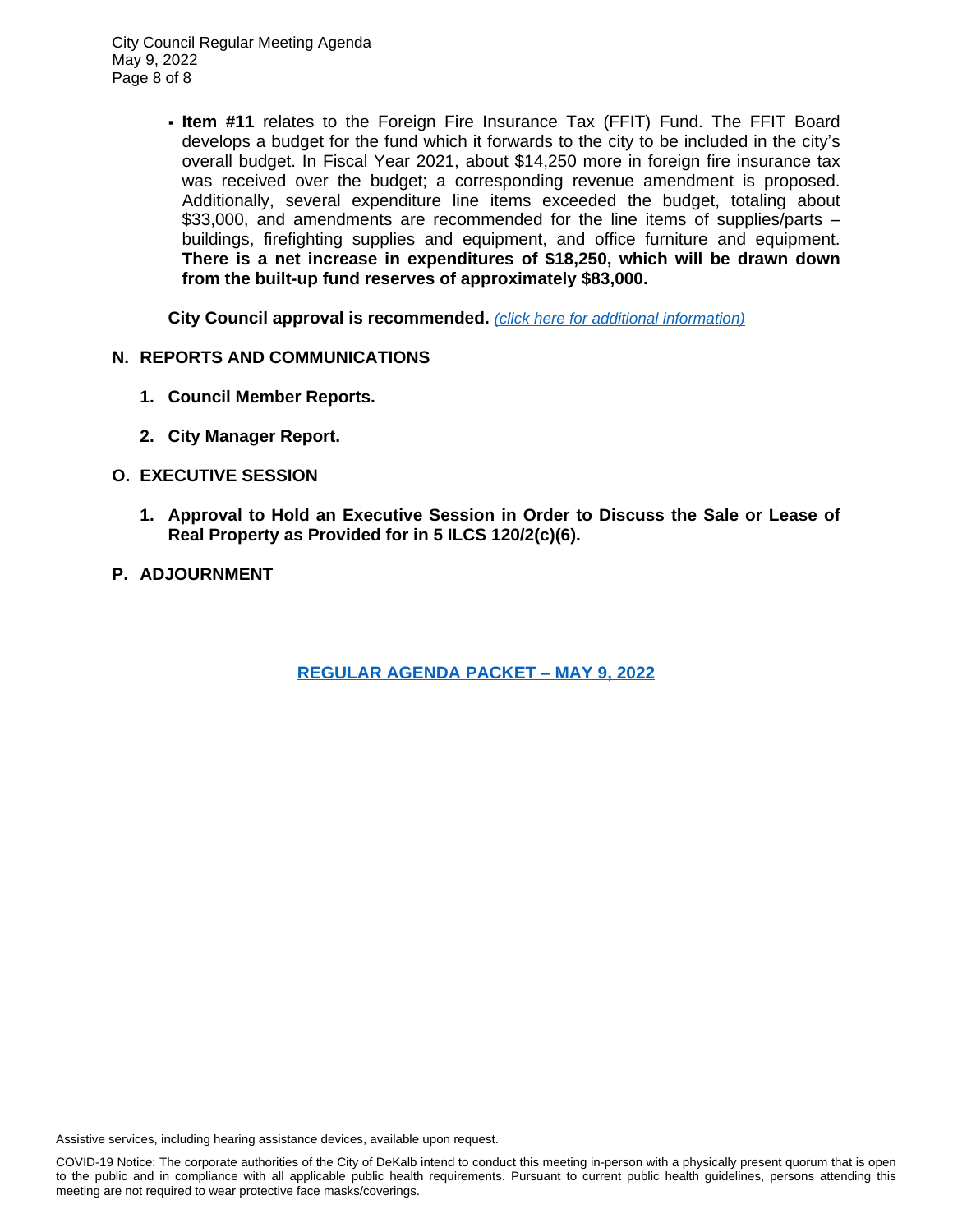- **Item #11** relates to the Foreign Fire Insurance Tax (FFIT) Fund. The FFIT Board develops a budget for the fund which it forwards to the city to be included in the city's overall budget. In Fiscal Year 2021, about $14,250 more in foreign fire insurance tax was received over the budget; a corresponding revenue amendment is proposed. Additionally, several expenditure line items exceeded the budget, totaling about $33,000, and amendments are recommended for the line items of supplies/parts – buildings, firefighting supplies and equipment, and office furniture and equipment. **There is a net increase in expenditures of $18,250, which will be drawn down from the built-up fund reserves of approximately $83,000.**

**City Council approval is recommended.** *(click here for additional information)*

## N. REPORTS AND COMMUNICATIONS

1. **Council Member Reports.**

2. **City Manager Report.**

## O. EXECUTIVE SESSION

1. **Approval to Hold an Executive Session in Order to Discuss the Sale or Lease of Real Property as Provided for in 5 ILCS 120/2(c)(6).**

## P. ADJOURNMENT

**REGULAR AGENDA PACKET – MAY 9, 2022**

Assistive services, including hearing assistance devices, available upon request.

COVID-19 Notice: The corporate authorities of the City of DeKalb intend to conduct this meeting in-person with a physically present quorum that is open to the public and in compliance with all applicable public health requirements. Pursuant to current public health guidelines, persons attending this meeting are not required to wear protective face masks/coverings.